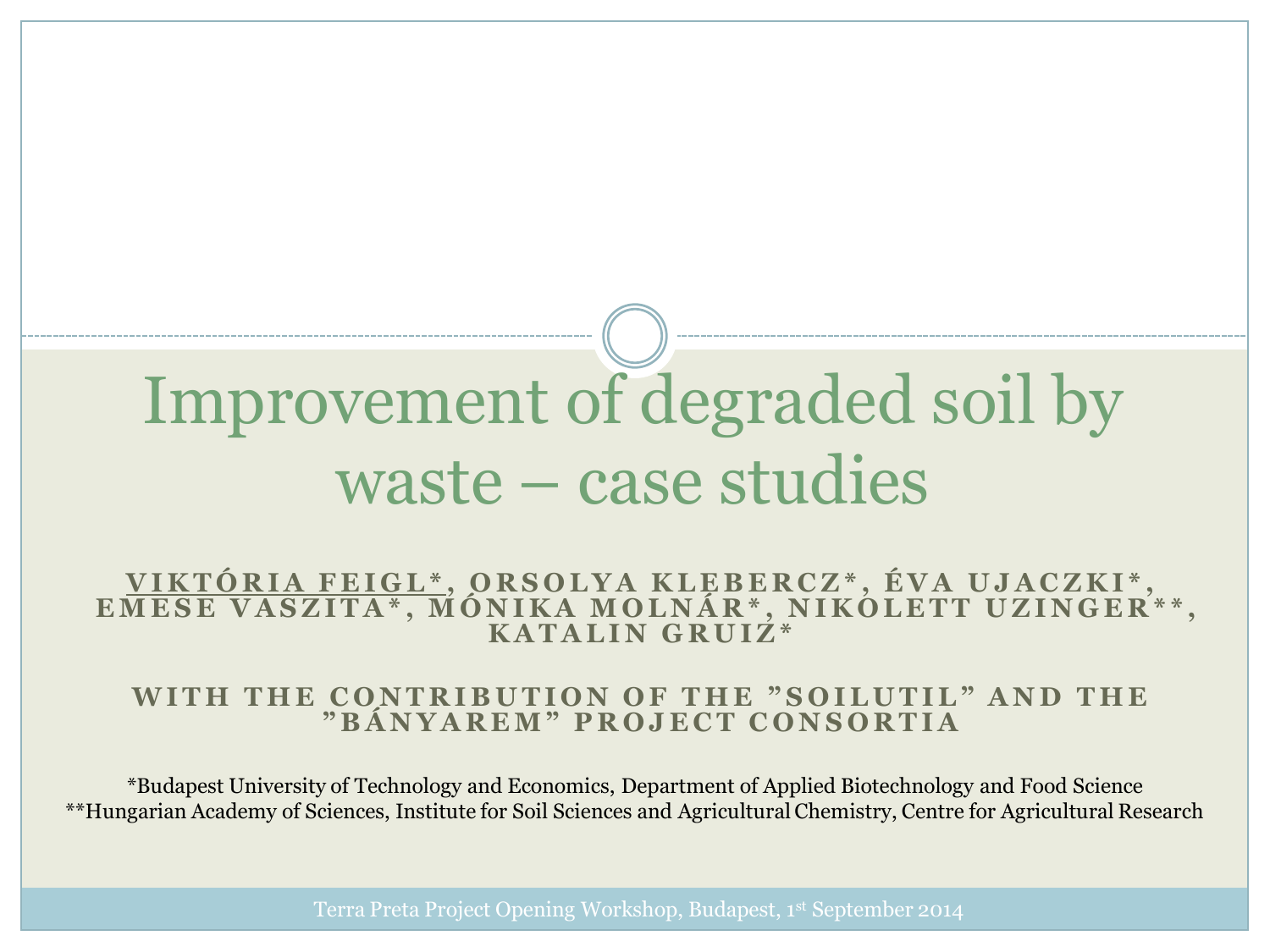# Improvement of degraded soil by waste – case studies

**<u>VIKTÓRIA FEIGL*</u>, ORSOLYA KLEBERCZ*, ÉVA UJACZKI*, EMESE VASZITA*, MÓNIKA MOLNÁR*, NIKOLETT UZINGER**, KATALIN GRUIZ***

**WITH THE CONTRIBUTION OF THE ”SOILUTIL” AND THE ”BÁNYAREM” PROJECT CONSORTIA**

*Budapest University of Technology and Economics, Department of Applied Biotechnology and Food Science
**Hungarian Academy of Sciences, Institute for Soil Sciences and Agricultural Chemistry, Centre for Agricultural Research

Terra Preta Project Opening Workshop, Budapest, 1st September 2014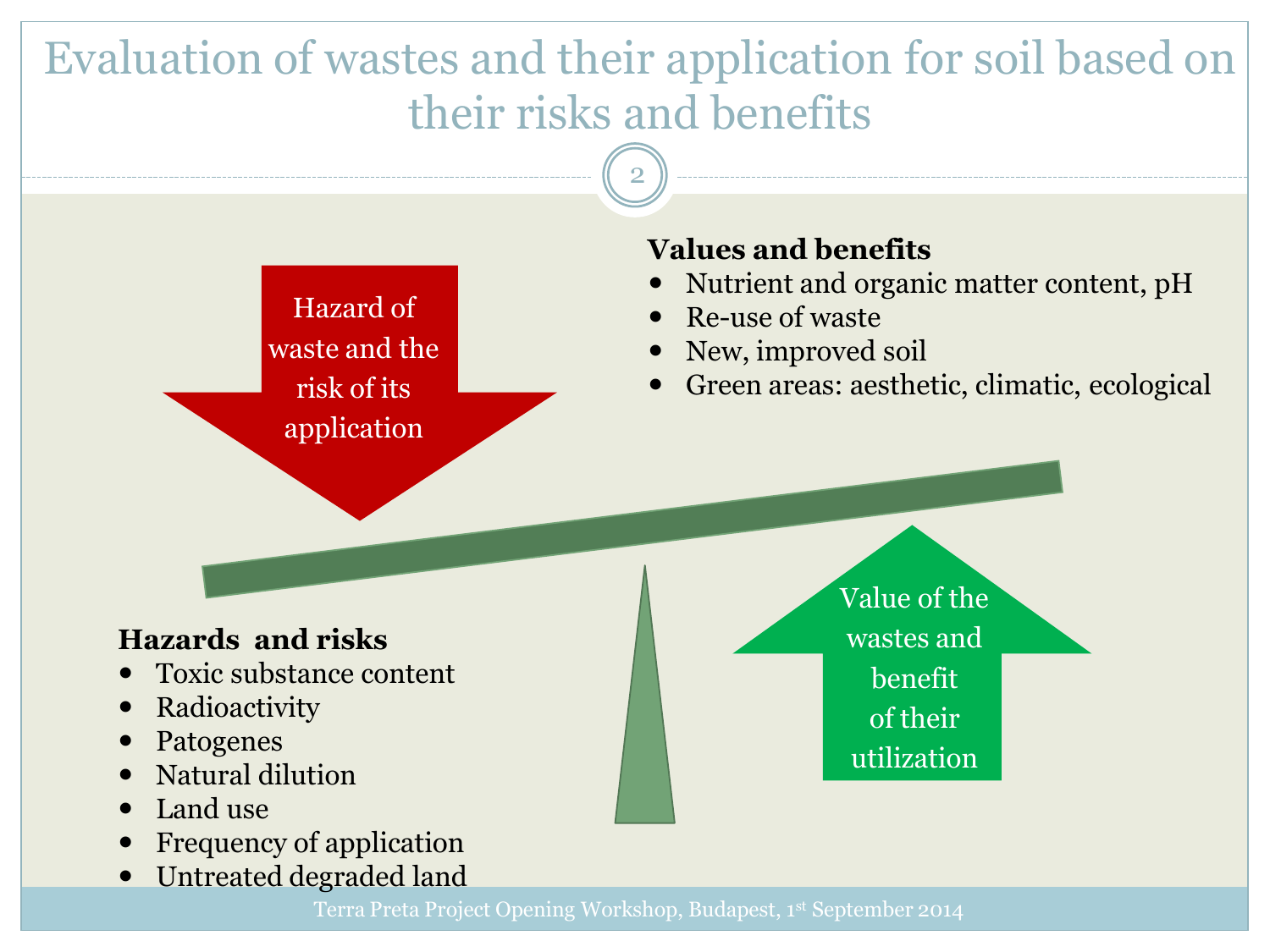# Evaluation of wastes and their application for soil based on their risks and benefits

**Values and benefits**

- Nutrient and organic matter content, pH
- Re-use of waste
- New, improved soil
- Green areas: aesthetic, climatic, ecological

Hazard of waste and the risk of its application

Value of the wastes and benefit of their utilization

**Hazards and risks**

- Toxic substance content
- Radioactivity
- Patogenes
- Natural dilution
- Land use
- Frequency of application
- Untreated degraded land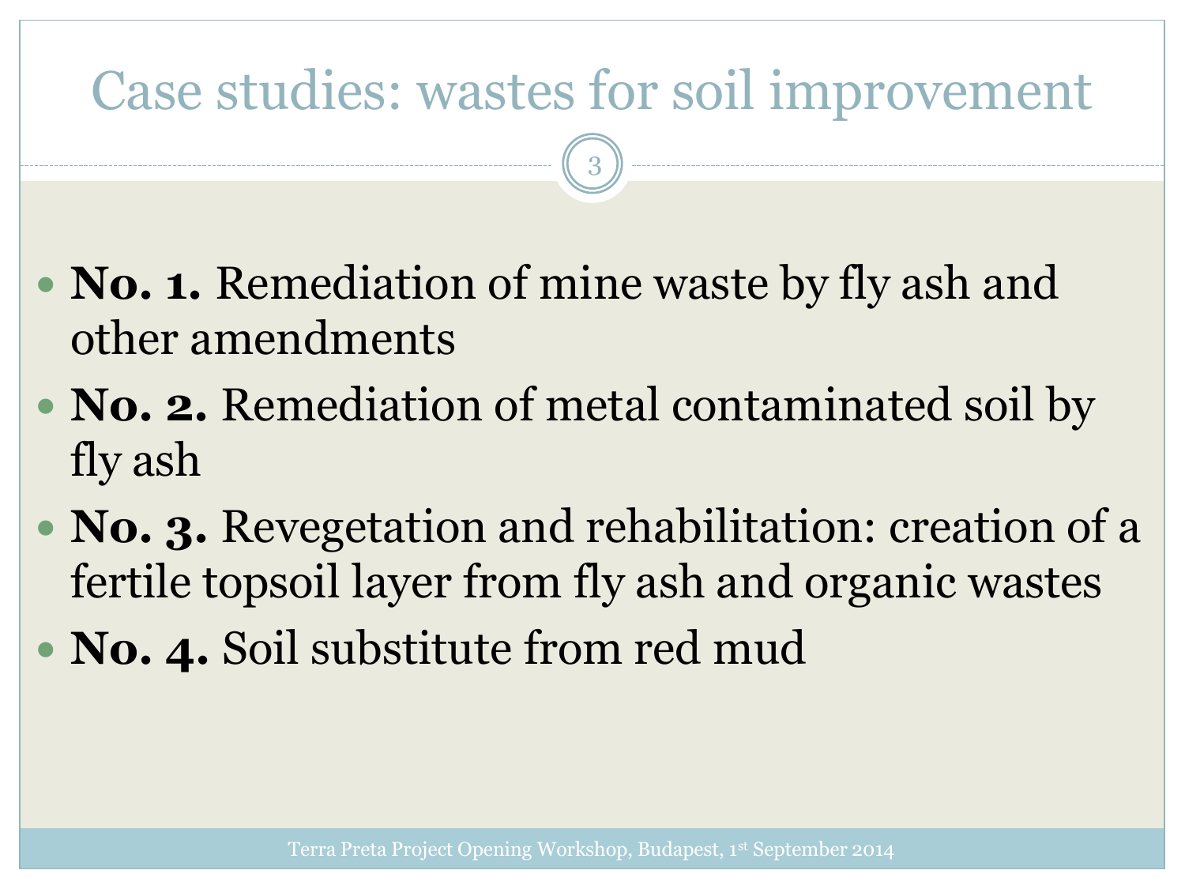# Case studies: wastes for soil improvement

- **No. 1.** Remediation of mine waste by fly ash and other amendments
- **No. 2.** Remediation of metal contaminated soil by fly ash
- **No. 3.** Revegetation and rehabilitation: creation of a fertile topsoil layer from fly ash and organic wastes
- **No. 4.** Soil substitute from red mud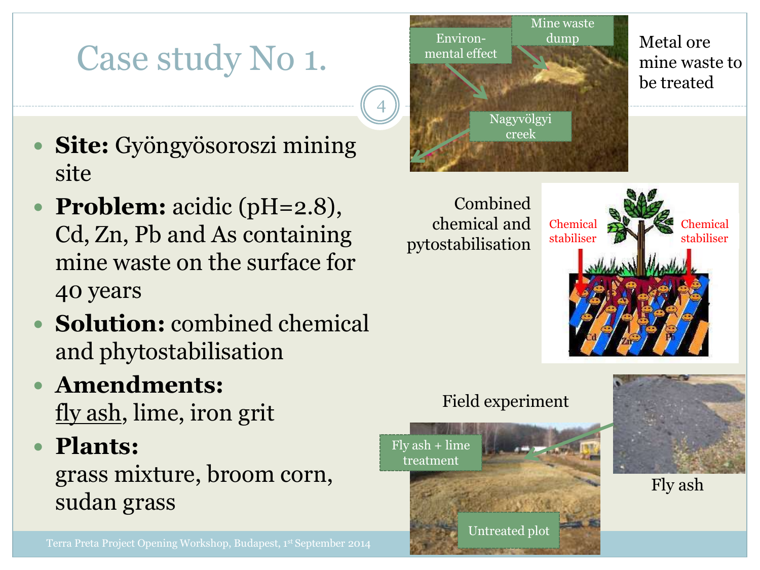# Case study No 1.

- **Site:** Gyöngyösoroszi mining site
- **Problem:** acidic (pH=2.8), Cd, Zn, Pb and As containing mine waste on the surface for 40 years
- **Solution:** combined chemical and phytostabilisation
- **Amendments:** fly ash, lime, iron grit
- **Plants:** grass mixture, broom corn, sudan grass

Environ-mental effect

Mine waste dump

Nagyvölgyi creek

Metal ore mine waste to be treated

Combined chemical and pytostabilisation

Chemical stabiliser

Chemical stabiliser

Cd Zn Pb

Field experiment

Fly ash + lime treatment

Untreated plot

Fly ash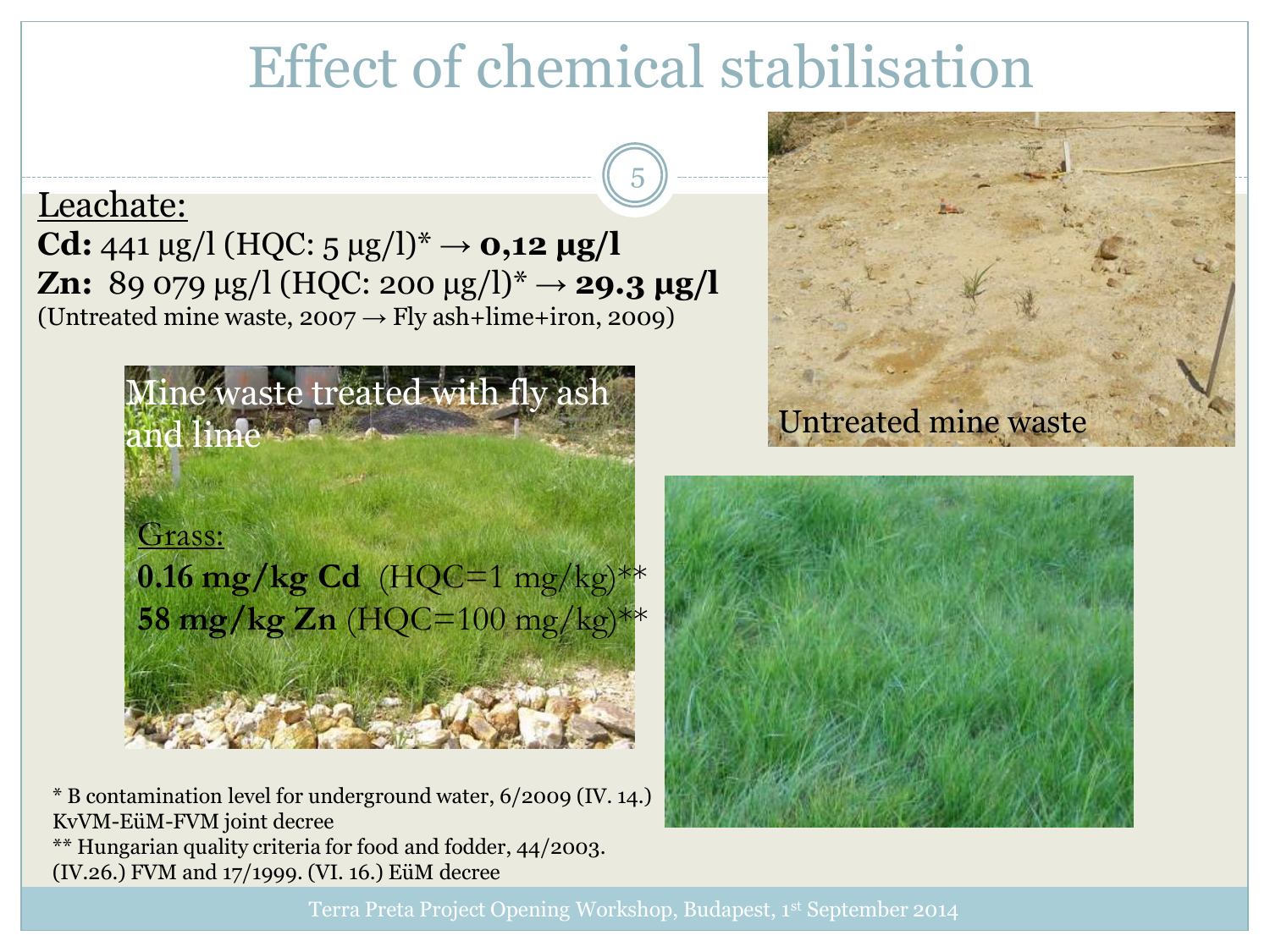# Effect of chemical stabilisation

Leachate:

**Cd:** 441 µg/l (HQC: 5 µg/l)* → **0,12 µg/l**

**Zn:** 89 079 µg/l (HQC: 200 µg/l)* → **29.3 µg/l**

(Untreated mine waste, 2007 → Fly ash+lime+iron, 2009)

Mine waste treated with fly ash and lime

Grass:

**0.16 mg/kg Cd** (HQC=1 mg/kg)**

**58 mg/kg Zn** (HQC=100 mg/kg)**

Untreated mine waste

* B contamination level for underground water, 6/2009 (IV. 14.) KvVM-EüM-FVM joint decree

** Hungarian quality criteria for food and fodder, 44/2003. (IV.26.) FVM and 17/1999. (VI. 16.) EüM decree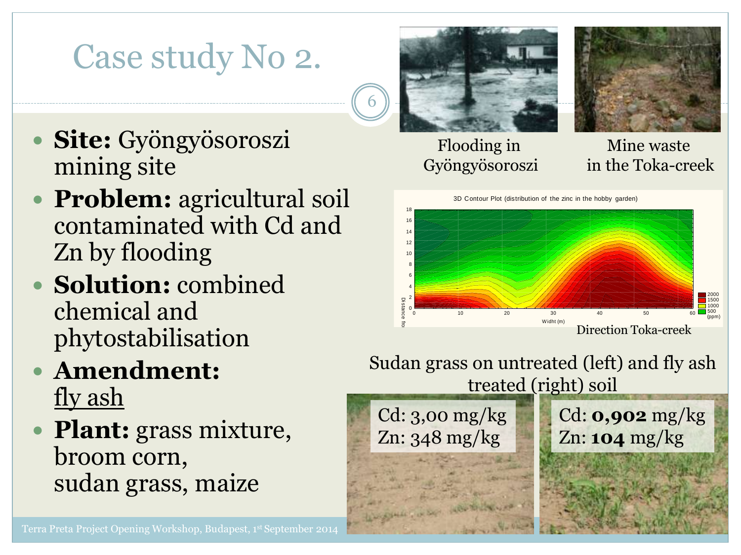# Case study No 2.

- **Site:** Gyöngyösoroszi mining site
- **Problem:** agricultural soil contaminated with Cd and Zn by flooding
- **Solution:** combined chemical and phytostabilisation
- **Amendment:** fly ash
- **Plant:** grass mixture, broom corn, sudan grass, maize

Flooding in Gyöngyösoroszi

Mine waste in the Toka-creek

3D Contour Plot (distribution of the zinc in the hobby garden)

Direction Toka-creek

Sudan grass on untreated (left) and fly ash treated (right) soil

| Untreated (left) | Fly ash treated (right) |
| --- | --- |
| Cd: 3,00 mg/kg | Cd: **0,902** mg/kg |
| Zn: 348 mg/kg | Zn: **104** mg/kg |

Terra Preta Project Opening Workshop, Budapest, 1st September 2014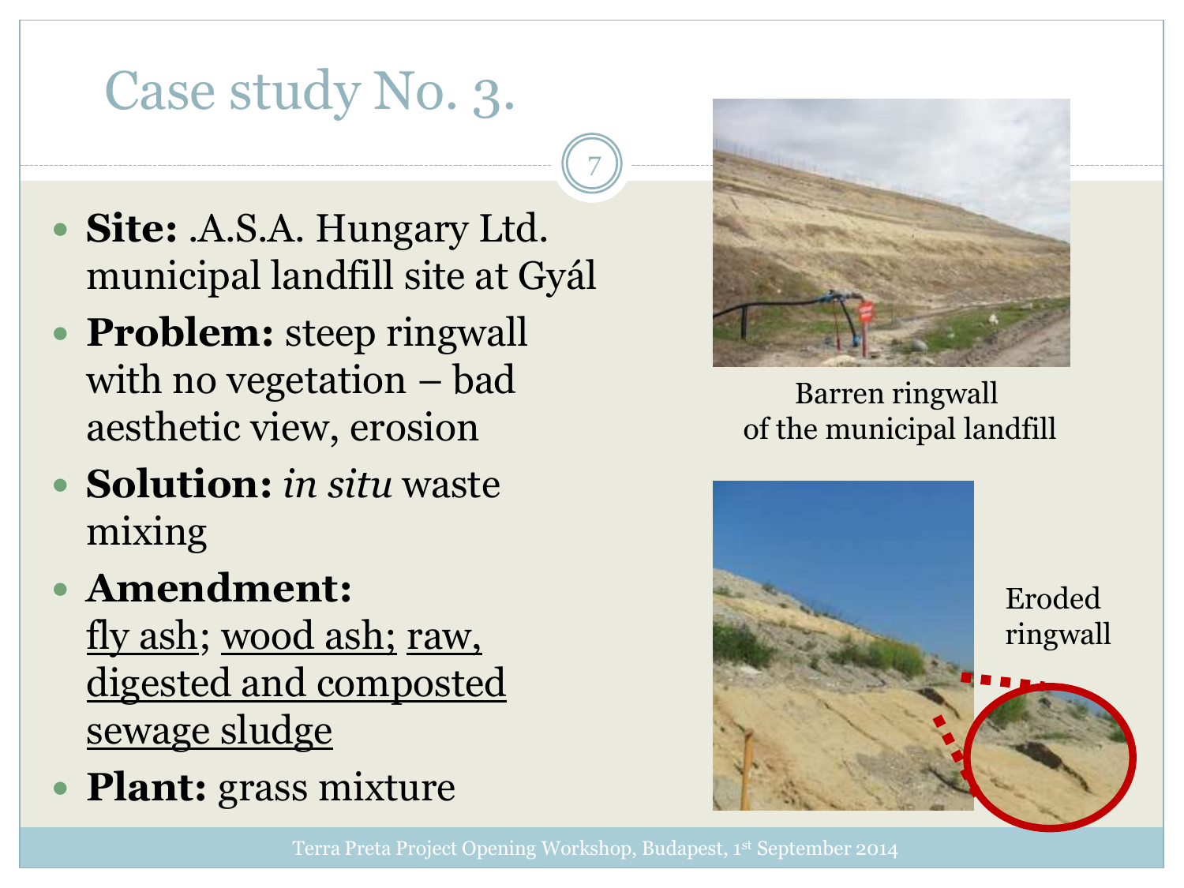# Case study No. 3.

- **Site:** .A.S.A. Hungary Ltd. municipal landfill site at Gyál
- **Problem:** steep ringwall with no vegetation – bad aesthetic view, erosion
- **Solution:** *in situ* waste mixing
- **Amendment:** fly ash; wood ash; raw, digested and composted sewage sludge
- **Plant:** grass mixture

Barren ringwall of the municipal landfill

Eroded ringwall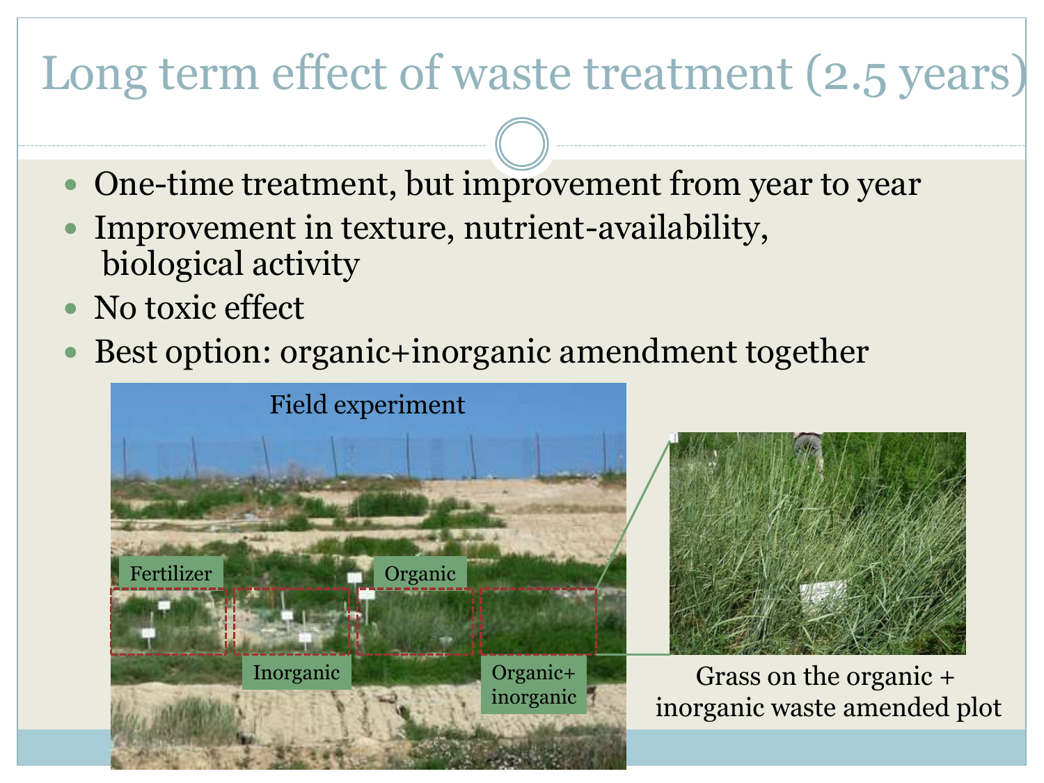# Long term effect of waste treatment (2.5 years)

- One-time treatment, but improvement from year to year
- Improvement in texture, nutrient-availability, biological activity
- No toxic effect
- Best option: organic+inorganic amendment together

Field experiment

Fertilizer

Inorganic

Organic

Organic+ inorganic

Grass on the organic + inorganic waste amended plot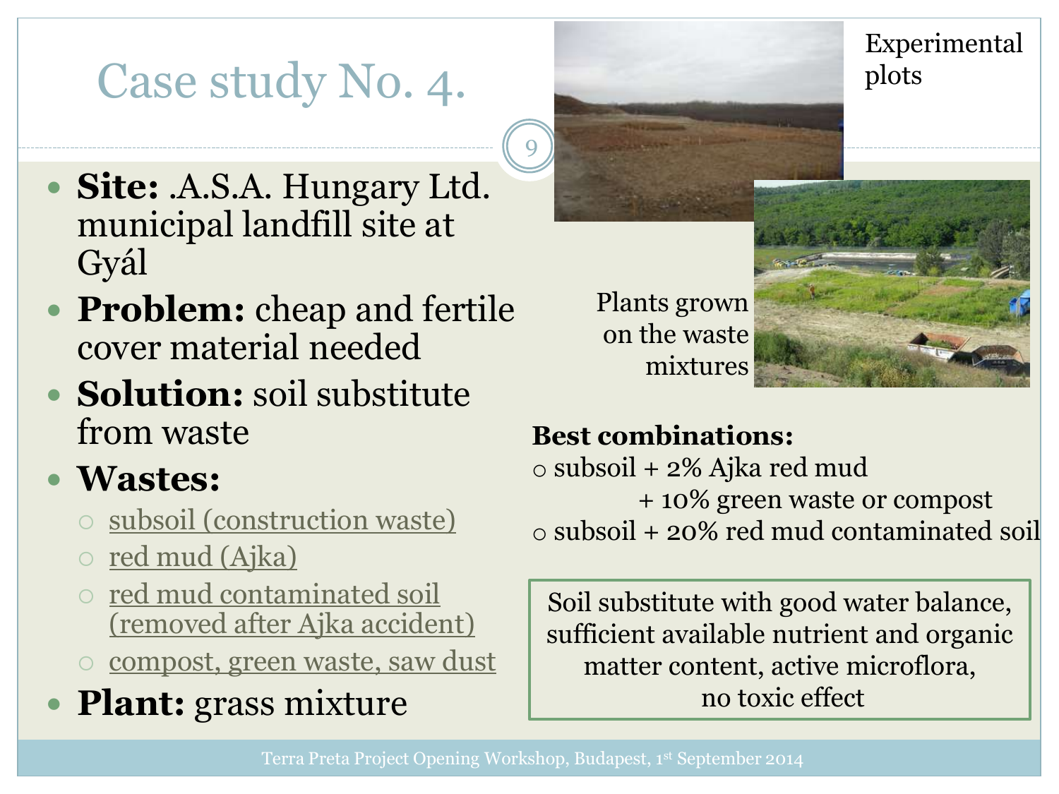# Case study No. 4.

- **Site:** .A.S.A. Hungary Ltd. municipal landfill site at Gyál
- **Problem:** cheap and fertile cover material needed
- **Solution:** soil substitute from waste
- **Wastes:**
  - subsoil (construction waste)
  - red mud (Ajka)
  - red mud contaminated soil (removed after Ajka accident)
  - compost, green waste, saw dust
- **Plant:** grass mixture

Experimental plots

Plants grown on the waste mixtures

**Best combinations:**

- subsoil + 2% Ajka red mud + 10% green waste or compost
- subsoil + 20% red mud contaminated soil

Soil substitute with good water balance, sufficient available nutrient and organic matter content, active microflora, no toxic effect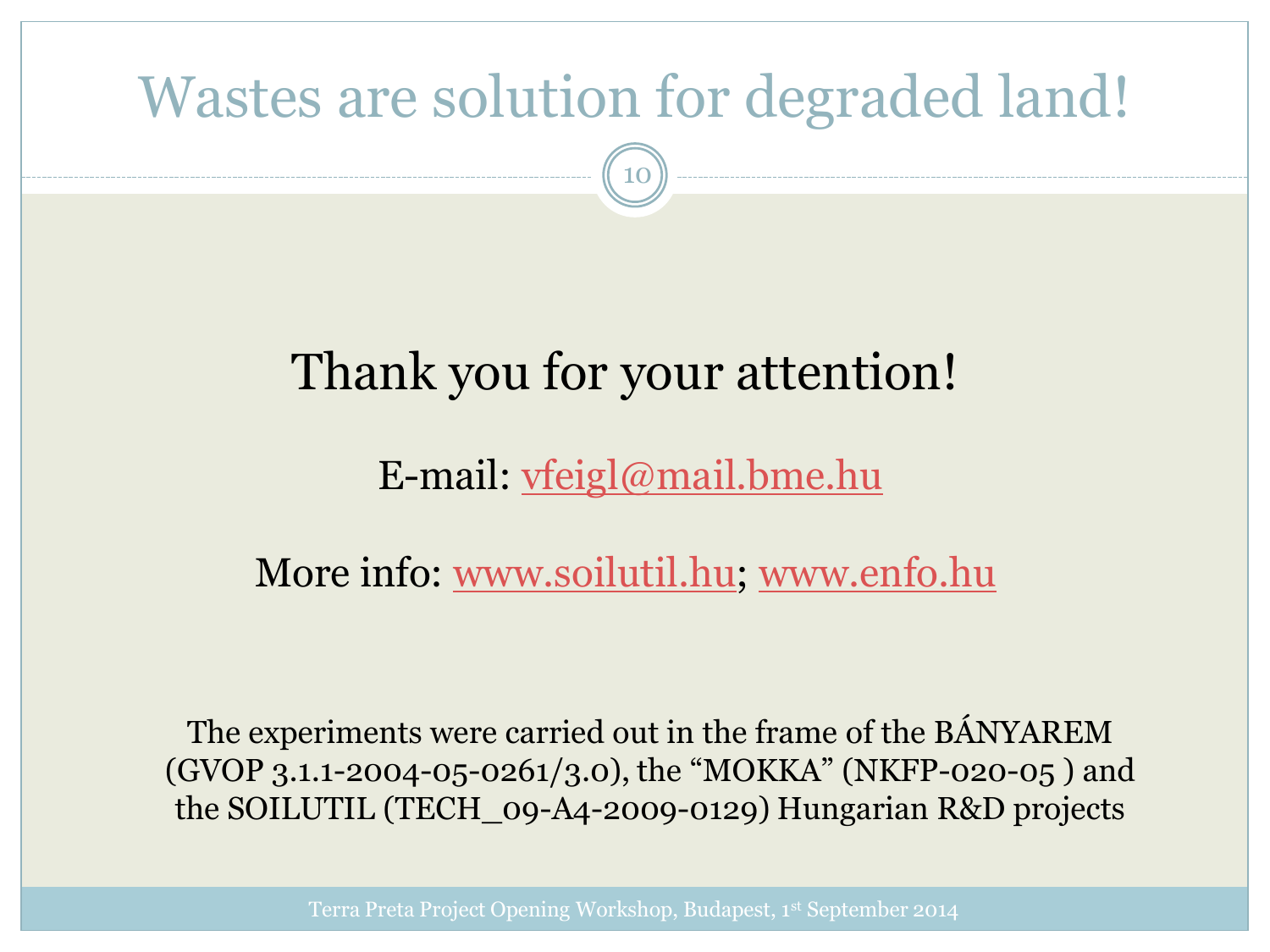# Wastes are solution for degraded land!

## Thank you for your attention!

E-mail: vfeigl@mail.bme.hu

More info: www.soilutil.hu; www.enfo.hu

The experiments were carried out in the frame of the BÁNYAREM (GVOP 3.1.1-2004-05-0261/3.0), the "MOKKA" (NKFP-020-05 ) and the SOILUTIL (TECH_09-A4-2009-0129) Hungarian R&D projects